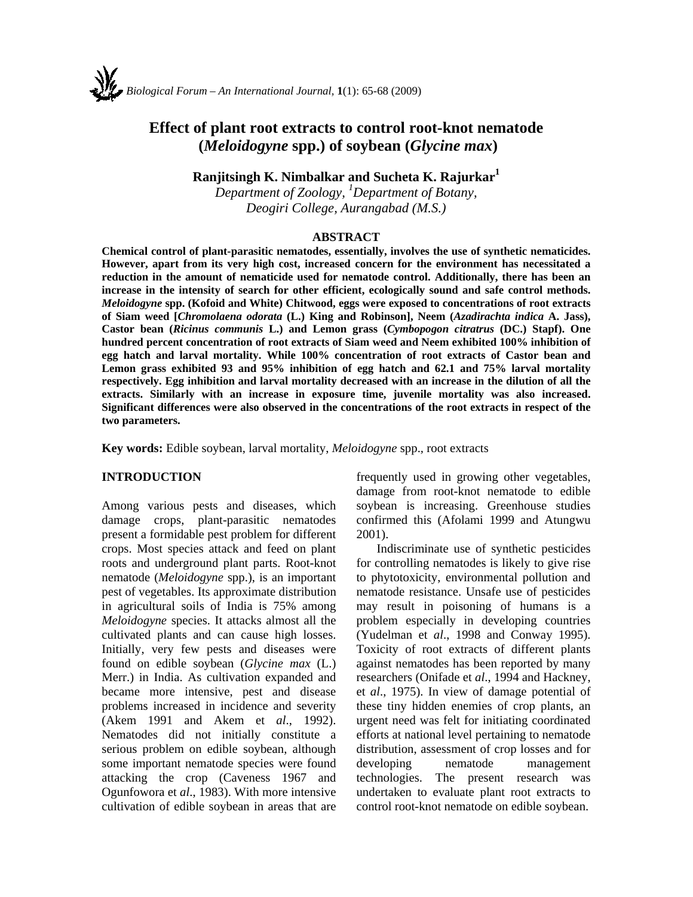# Effect of plant root extracts to control root-knot nematode (*Meloidogyne* spp.) of soybean (*Glycine max*)

**Ranjitsingh K. Nimbalkar and Sucheta K. Rajurkar[1]**

*Department of Zoology, [1]Department of Botany, Deogiri College, Aurangabad (M.S.)*

## ABSTRACT

**Chemical control of plant-parasitic nematodes, essentially, involves the use of synthetic nematicides. However, apart from its very high cost, increased concern for the environment has necessitated a reduction in the amount of nematicide used for nematode control. Additionally, there has been an increase in the intensity of search for other efficient, ecologically sound and safe control methods. *Meloidogyne* spp. (Kofoid and White) Chitwood, eggs were exposed to concentrations of root extracts of Siam weed [*Chromolaena odorata* (L.) King and Robinson], Neem (*Azadirachta indica* A. Jass), Castor bean (*Ricinus communis* L.) and Lemon grass (*Cymbopogon citratrus* (DC.) Stapf). One hundred percent concentration of root extracts of Siam weed and Neem exhibited 100% inhibition of egg hatch and larval mortality. While 100% concentration of root extracts of Castor bean and Lemon grass exhibited 93 and 95% inhibition of egg hatch and 62.1 and 75% larval mortality respectively. Egg inhibition and larval mortality decreased with an increase in the dilution of all the extracts. Similarly with an increase in exposure time, juvenile mortality was also increased. Significant differences were also observed in the concentrations of the root extracts in respect of the two parameters.**

**Key words:** Edible soybean, larval mortality, *Meloidogyne* spp., root extracts

## INTRODUCTION

Among various pests and diseases, which damage crops, plant-parasitic nematodes present a formidable pest problem for different crops. Most species attack and feed on plant roots and underground plant parts. Root-knot nematode (*Meloidogyne* spp.), is an important pest of vegetables. Its approximate distribution in agricultural soils of India is 75% among *Meloidogyne* species. It attacks almost all the cultivated plants and can cause high losses. Initially, very few pests and diseases were found on edible soybean (*Glycine max* (L.) Merr.) in India. As cultivation expanded and became more intensive, pest and disease problems increased in incidence and severity (Akem 1991 and Akem et *al*., 1992). Nematodes did not initially constitute a serious problem on edible soybean, although some important nematode species were found attacking the crop (Caveness 1967 and Ogunfowora et *al*., 1983). With more intensive cultivation of edible soybean in areas that are frequently used in growing other vegetables, damage from root-knot nematode to edible soybean is increasing. Greenhouse studies confirmed this (Afolami 1999 and Atungwu 2001).

Indiscriminate use of synthetic pesticides for controlling nematodes is likely to give rise to phytotoxicity, environmental pollution and nematode resistance. Unsafe use of pesticides may result in poisoning of humans is a problem especially in developing countries (Yudelman et *al*., 1998 and Conway 1995). Toxicity of root extracts of different plants against nematodes has been reported by many researchers (Onifade et *al*., 1994 and Hackney, et *al*., 1975). In view of damage potential of these tiny hidden enemies of crop plants, an urgent need was felt for initiating coordinated efforts at national level pertaining to nematode distribution, assessment of crop losses and for developing nematode management technologies. The present research was undertaken to evaluate plant root extracts to control root-knot nematode on edible soybean.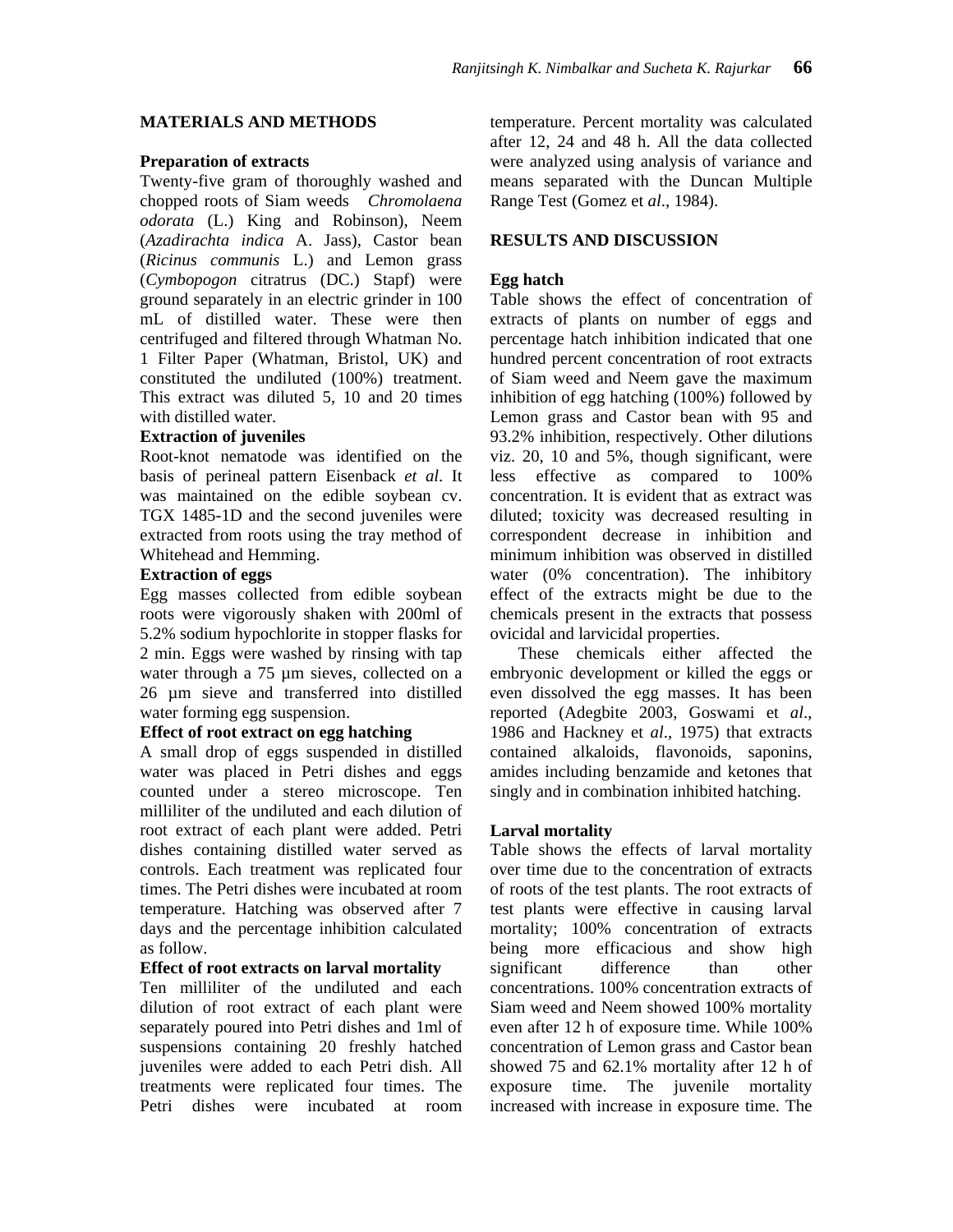## MATERIALS AND METHODS

### Preparation of extracts

Twenty-five gram of thoroughly washed and chopped roots of Siam weeds *Chromolaena odorata* (L.) King and Robinson), Neem (*Azadirachta indica* A. Jass), Castor bean (*Ricinus communis* L.) and Lemon grass (*Cymbopogon* citratrus (DC.) Stapf) were ground separately in an electric grinder in 100 mL of distilled water. These were then centrifuged and filtered through Whatman No. 1 Filter Paper (Whatman, Bristol, UK) and constituted the undiluted (100%) treatment. This extract was diluted 5, 10 and 20 times with distilled water.

### Extraction of juveniles

Root-knot nematode was identified on the basis of perineal pattern Eisenback *et al*. It was maintained on the edible soybean cv. TGX 1485-1D and the second juveniles were extracted from roots using the tray method of Whitehead and Hemming.

### Extraction of eggs

Egg masses collected from edible soybean roots were vigorously shaken with 200ml of 5.2% sodium hypochlorite in stopper flasks for 2 min. Eggs were washed by rinsing with tap water through a 75 µm sieves, collected on a 26 µm sieve and transferred into distilled water forming egg suspension.

### Effect of root extract on egg hatching

A small drop of eggs suspended in distilled water was placed in Petri dishes and eggs counted under a stereo microscope. Ten milliliter of the undiluted and each dilution of root extract of each plant were added. Petri dishes containing distilled water served as controls. Each treatment was replicated four times. The Petri dishes were incubated at room temperature. Hatching was observed after 7 days and the percentage inhibition calculated as follow.

### Effect of root extracts on larval mortality

Ten milliliter of the undiluted and each dilution of root extract of each plant were separately poured into Petri dishes and 1ml of suspensions containing 20 freshly hatched juveniles were added to each Petri dish. All treatments were replicated four times. The Petri dishes were incubated at room temperature. Percent mortality was calculated after 12, 24 and 48 h. All the data collected were analyzed using analysis of variance and means separated with the Duncan Multiple Range Test (Gomez et *al*., 1984).

## RESULTS AND DISCUSSION

### Egg hatch

Table shows the effect of concentration of extracts of plants on number of eggs and percentage hatch inhibition indicated that one hundred percent concentration of root extracts of Siam weed and Neem gave the maximum inhibition of egg hatching (100%) followed by Lemon grass and Castor bean with 95 and 93.2% inhibition, respectively. Other dilutions viz. 20, 10 and 5%, though significant, were less effective as compared to 100% concentration. It is evident that as extract was diluted; toxicity was decreased resulting in correspondent decrease in inhibition and minimum inhibition was observed in distilled water (0% concentration). The inhibitory effect of the extracts might be due to the chemicals present in the extracts that possess ovicidal and larvicidal properties.

These chemicals either affected the embryonic development or killed the eggs or even dissolved the egg masses. It has been reported (Adegbite 2003, Goswami et *al*., 1986 and Hackney et *al*., 1975) that extracts contained alkaloids, flavonoids, saponins, amides including benzamide and ketones that singly and in combination inhibited hatching.

### Larval mortality

Table shows the effects of larval mortality over time due to the concentration of extracts of roots of the test plants. The root extracts of test plants were effective in causing larval mortality; 100% concentration of extracts being more efficacious and show high significant difference than other concentrations. 100% concentration extracts of Siam weed and Neem showed 100% mortality even after 12 h of exposure time. While 100% concentration of Lemon grass and Castor bean showed 75 and 62.1% mortality after 12 h of exposure time. The juvenile mortality increased with increase in exposure time. The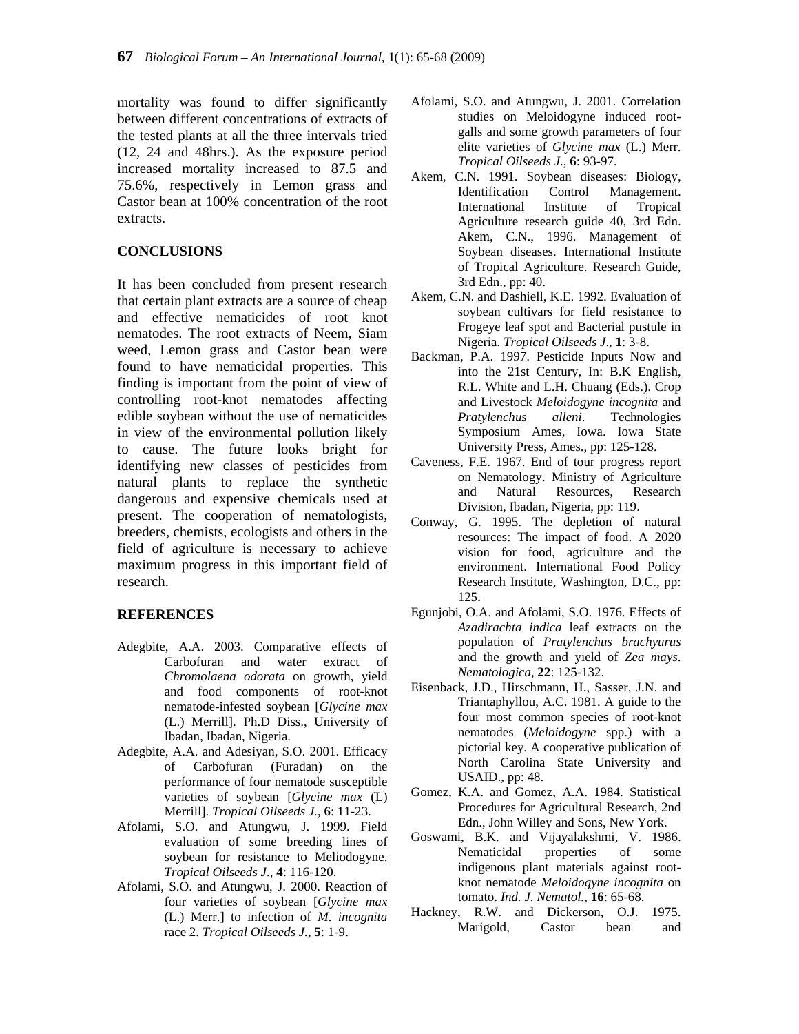mortality was found to differ significantly between different concentrations of extracts of the tested plants at all the three intervals tried (12, 24 and 48hrs.). As the exposure period increased mortality increased to 87.5 and 75.6%, respectively in Lemon grass and Castor bean at 100% concentration of the root extracts.

## CONCLUSIONS

It has been concluded from present research that certain plant extracts are a source of cheap and effective nematicides of root knot nematodes. The root extracts of Neem, Siam weed, Lemon grass and Castor bean were found to have nematicidal properties. This finding is important from the point of view of controlling root-knot nematodes affecting edible soybean without the use of nematicides in view of the environmental pollution likely to cause. The future looks bright for identifying new classes of pesticides from natural plants to replace the synthetic dangerous and expensive chemicals used at present. The cooperation of nematologists, breeders, chemists, ecologists and others in the field of agriculture is necessary to achieve maximum progress in this important field of research.

## REFERENCES

Adegbite, A.A. 2003. Comparative effects of Carbofuran and water extract of *Chromolaena odorata* on growth, yield and food components of root-knot nematode-infested soybean [*Glycine max* (L.) Merrill]. Ph.D Diss., University of Ibadan, Ibadan, Nigeria.

Adegbite, A.A. and Adesiyan, S.O. 2001. Efficacy of Carbofuran (Furadan) on the performance of four nematode susceptible varieties of soybean [*Glycine max* (L) Merrill]. *Tropical Oilseeds J.*, **6**: 11-23.

Afolami, S.O. and Atungwu, J. 1999. Field evaluation of some breeding lines of soybean for resistance to Meliodogyne. *Tropical Oilseeds J*., **4**: 116-120.

Afolami, S.O. and Atungwu, J. 2000. Reaction of four varieties of soybean [*Glycine max* (L.) Merr.] to infection of *M. incognita* race 2. *Tropical Oilseeds J.*, **5**: 1-9.

Afolami, S.O. and Atungwu, J. 2001. Correlation studies on Meloidogyne induced root-galls and some growth parameters of four elite varieties of *Glycine max* (L.) Merr. *Tropical Oilseeds J*., **6**: 93-97.

Akem, C.N. 1991. Soybean diseases: Biology, Identification Control Management. International Institute of Tropical Agriculture research guide 40, 3rd Edn. Akem, C.N., 1996. Management of Soybean diseases. International Institute of Tropical Agriculture. Research Guide, 3rd Edn., pp: 40.

Akem, C.N. and Dashiell, K.E. 1992. Evaluation of soybean cultivars for field resistance to Frogeye leaf spot and Bacterial pustule in Nigeria. *Tropical Oilseeds J*., **1**: 3-8.

Backman, P.A. 1997. Pesticide Inputs Now and into the 21st Century, In: B.K English, R.L. White and L.H. Chuang (Eds.). Crop and Livestock *Meloidogyne incognita* and *Pratylenchus alleni*. Technologies Symposium Ames, Iowa. Iowa State University Press, Ames., pp: 125-128.

Caveness, F.E. 1967. End of tour progress report on Nematology. Ministry of Agriculture and Natural Resources, Research Division, Ibadan, Nigeria, pp: 119.

Conway, G. 1995. The depletion of natural resources: The impact of food. A 2020 vision for food, agriculture and the environment. International Food Policy Research Institute, Washington, D.C., pp: 125.

Egunjobi, O.A. and Afolami, S.O. 1976. Effects of *Azadirachta indica* leaf extracts on the population of *Pratylenchus brachyurus* and the growth and yield of *Zea mays*. *Nematologica*, **22**: 125-132.

Eisenback, J.D., Hirschmann, H., Sasser, J.N. and Triantaphyllou, A.C. 1981. A guide to the four most common species of root-knot nematodes (*Meloidogyne* spp.) with a pictorial key. A cooperative publication of North Carolina State University and USAID., pp: 48.

Gomez, K.A. and Gomez, A.A. 1984. Statistical Procedures for Agricultural Research, 2nd Edn., John Willey and Sons, New York.

Goswami, B.K. and Vijayalakshmi, V. 1986. Nematicidal properties of some indigenous plant materials against root-knot nematode *Meloidogyne incognita* on tomato. *Ind. J. Nematol.*, **16**: 65-68.

Hackney, R.W. and Dickerson, O.J. 1975. Marigold, Castor bean and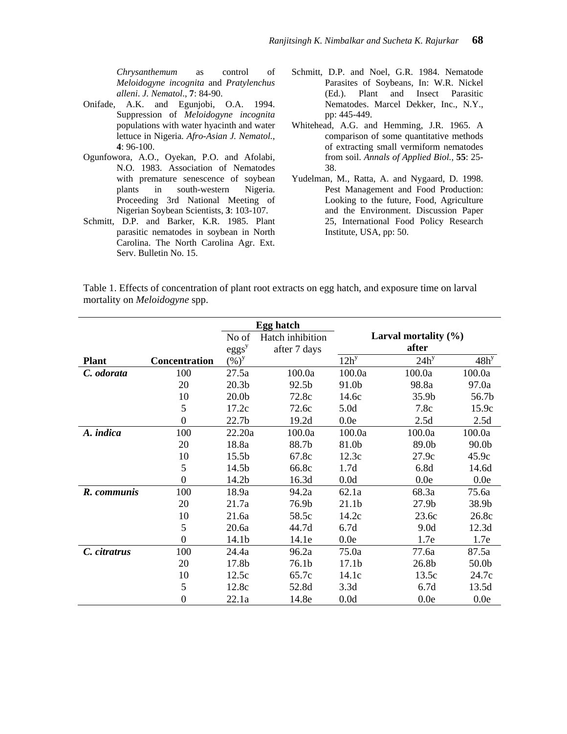*Chrysanthemum* as control of *Meloidogyne incognita* and *Pratylenchus alleni*. *J. Nematol*., **7**: 84-90.

Onifade, A.K. and Egunjobi, O.A. 1994. Suppression of *Meloidogyne incognita* populations with water hyacinth and water lettuce in Nigeria. *Afro-Asian J. Nematol.*, **4**: 96-100.

Ogunfowora, A.O., Oyekan, P.O. and Afolabi, N.O. 1983. Association of Nematodes with premature senescence of soybean plants in south-western Nigeria. Proceeding 3rd National Meeting of Nigerian Soybean Scientists, **3**: 103-107.

Schmitt, D.P. and Barker, K.R. 1985. Plant parasitic nematodes in soybean in North Carolina. The North Carolina Agr. Ext. Serv. Bulletin No. 15.

Schmitt, D.P. and Noel, G.R. 1984. Nematode Parasites of Soybeans, In: W.R. Nickel (Ed.). Plant and Insect Parasitic Nematodes. Marcel Dekker, Inc., N.Y., pp: 445-449.

Whitehead, A.G. and Hemming, J.R. 1965. A comparison of some quantitative methods of extracting small vermiform nematodes from soil. *Annals of Applied Biol.*, **55**: 25-38.

Yudelman, M., Ratta, A. and Nygaard, D. 1998. Pest Management and Food Production: Looking to the future, Food, Agriculture and the Environment. Discussion Paper 25, International Food Policy Research Institute, USA, pp: 50.

Table 1. Effects of concentration of plant root extracts on egg hatch, and exposure time on larval mortality on *Meloidogyne* spp.

| | | **Egg hatch** | | **Larval mortality (%) after** | | |
|---|---|---|---|---|---|---|
| **Plant** | **Concentration** | No of eggs[y] (%)[y] | Hatch inhibition after 7 days | 12h[y] | 24h[y] | 48h[y] |
| ***C. odorata*** | 100 | 27.5a | 100.0a | 100.0a | 100.0a | 100.0a |
| | 20 | 20.3b | 92.5b | 91.0b | 98.8a | 97.0a |
| | 10 | 20.0b | 72.8c | 14.6c | 35.9b | 56.7b |
| | 5 | 17.2c | 72.6c | 5.0d | 7.8c | 15.9c |
| | 0 | 22.7b | 19.2d | 0.0e | 2.5d | 2.5d |
| ***A. indica*** | 100 | 22.20a | 100.0a | 100.0a | 100.0a | 100.0a |
| | 20 | 18.8a | 88.7b | 81.0b | 89.0b | 90.0b |
| | 10 | 15.5b | 67.8c | 12.3c | 27.9c | 45.9c |
| | 5 | 14.5b | 66.8c | 1.7d | 6.8d | 14.6d |
| | 0 | 14.2b | 16.3d | 0.0d | 0.0e | 0.0e |
| ***R. communis*** | 100 | 18.9a | 94.2a | 62.1a | 68.3a | 75.6a |
| | 20 | 21.7a | 76.9b | 21.1b | 27.9b | 38.9b |
| | 10 | 21.6a | 58.5c | 14.2c | 23.6c | 26.8c |
| | 5 | 20.6a | 44.7d | 6.7d | 9.0d | 12.3d |
| | 0 | 14.1b | 14.1e | 0.0e | 1.7e | 1.7e |
| ***C. citratrus*** | 100 | 24.4a | 96.2a | 75.0a | 77.6a | 87.5a |
| | 20 | 17.8b | 76.1b | 17.1b | 26.8b | 50.0b |
| | 10 | 12.5c | 65.7c | 14.1c | 13.5c | 24.7c |
| | 5 | 12.8c | 52.8d | 3.3d | 6.7d | 13.5d |
| | 0 | 22.1a | 14.8e | 0.0d | 0.0e | 0.0e |